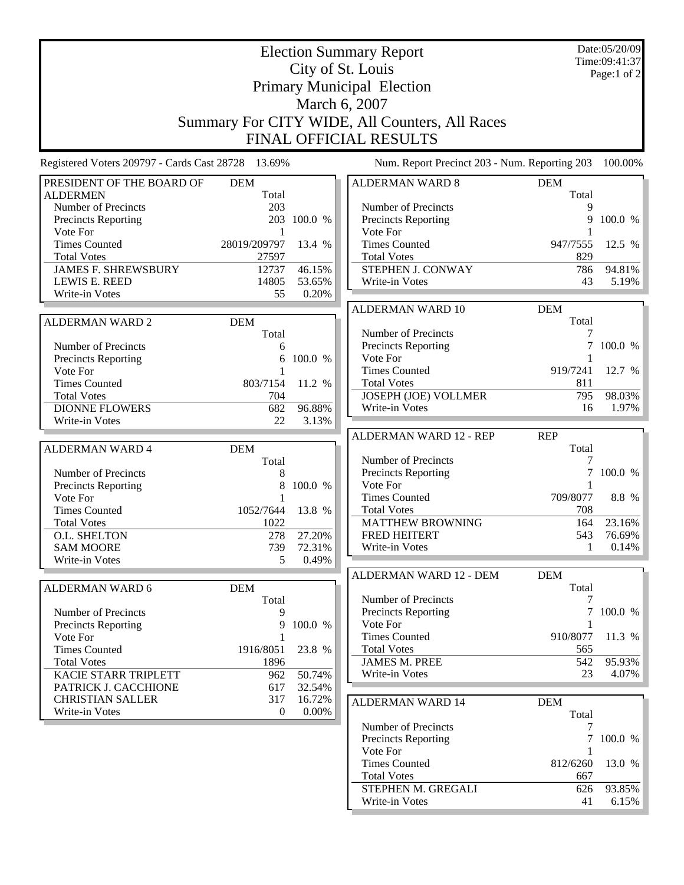# Election Summary Report
## City of St. Louis
## Primary Municipal Election
## March 6, 2007
## Summary For CITY WIDE, All Counters, All Races
## FINAL OFFICIAL RESULTS

Date:05/20/09
Time:09:41:37

Registered Voters 209797 - Cards Cast 28728 13.69%

Num. Report Precinct 203 - Num. Reporting 203 100.00%

### PRESIDENT OF THE BOARD OF ALDERMEN

| PRESIDENT OF THE BOARD OF ALDERMEN | DEM Total | |
|---|---|---|
| Number of Precincts | 203 | |
| Precincts Reporting | 203 | 100.0 % |
| Vote For | 1 | |
| Times Counted | 28019/209797 | 13.4 % |
| Total Votes | 27597 | |
| JAMES F. SHREWSBURY | 12737 | 46.15% |
| LEWIS E. REED | 14805 | 53.65% |
| Write-in Votes | 55 | 0.20% |

### ALDERMAN WARD 2

| ALDERMAN WARD 2 | DEM Total | |
|---|---|---|
| Number of Precincts | 6 | |
| Precincts Reporting | 6 | 100.0 % |
| Vote For | 1 | |
| Times Counted | 803/7154 | 11.2 % |
| Total Votes | 704 | |
| DIONNE FLOWERS | 682 | 96.88% |
| Write-in Votes | 22 | 3.13% |

### ALDERMAN WARD 4

| ALDERMAN WARD 4 | DEM Total | |
|---|---|---|
| Number of Precincts | 8 | |
| Precincts Reporting | 8 | 100.0 % |
| Vote For | 1 | |
| Times Counted | 1052/7644 | 13.8 % |
| Total Votes | 1022 | |
| O.L. SHELTON | 278 | 27.20% |
| SAM MOORE | 739 | 72.31% |
| Write-in Votes | 5 | 0.49% |

### ALDERMAN WARD 6

| ALDERMAN WARD 6 | DEM Total | |
|---|---|---|
| Number of Precincts | 9 | |
| Precincts Reporting | 9 | 100.0 % |
| Vote For | 1 | |
| Times Counted | 1916/8051 | 23.8 % |
| Total Votes | 1896 | |
| KACIE STARR TRIPLETT | 962 | 50.74% |
| PATRICK J. CACCHIONE | 617 | 32.54% |
| CHRISTIAN SALLER | 317 | 16.72% |
| Write-in Votes | 0 | 0.00% |

### ALDERMAN WARD 8

| ALDERMAN WARD 8 | DEM Total | |
|---|---|---|
| Number of Precincts | 9 | |
| Precincts Reporting | 9 | 100.0 % |
| Vote For | 1 | |
| Times Counted | 947/7555 | 12.5 % |
| Total Votes | 829 | |
| STEPHEN J. CONWAY | 786 | 94.81% |
| Write-in Votes | 43 | 5.19% |

### ALDERMAN WARD 10

| ALDERMAN WARD 10 | DEM Total | |
|---|---|---|
| Number of Precincts | 7 | |
| Precincts Reporting | 7 | 100.0 % |
| Vote For | 1 | |
| Times Counted | 919/7241 | 12.7 % |
| Total Votes | 811 | |
| JOSEPH (JOE) VOLLMER | 795 | 98.03% |
| Write-in Votes | 16 | 1.97% |

### ALDERMAN WARD 12 - REP

| ALDERMAN WARD 12 - REP | REP Total | |
|---|---|---|
| Number of Precincts | 7 | |
| Precincts Reporting | 7 | 100.0 % |
| Vote For | 1 | |
| Times Counted | 709/8077 | 8.8 % |
| Total Votes | 708 | |
| MATTHEW BROWNING | 164 | 23.16% |
| FRED HEITERT | 543 | 76.69% |
| Write-in Votes | 1 | 0.14% |

### ALDERMAN WARD 12 - DEM

| ALDERMAN WARD 12 - DEM | DEM Total | |
|---|---|---|
| Number of Precincts | 7 | |
| Precincts Reporting | 7 | 100.0 % |
| Vote For | 1 | |
| Times Counted | 910/8077 | 11.3 % |
| Total Votes | 565 | |
| JAMES M. PREE | 542 | 95.93% |
| Write-in Votes | 23 | 4.07% |

### ALDERMAN WARD 14

| ALDERMAN WARD 14 | DEM Total | |
|---|---|---|
| Number of Precincts | 7 | |
| Precincts Reporting | 7 | 100.0 % |
| Vote For | 1 | |
| Times Counted | 812/6260 | 13.0 % |
| Total Votes | 667 | |
| STEPHEN M. GREGALI | 626 | 93.85% |
| Write-in Votes | 41 | 6.15% |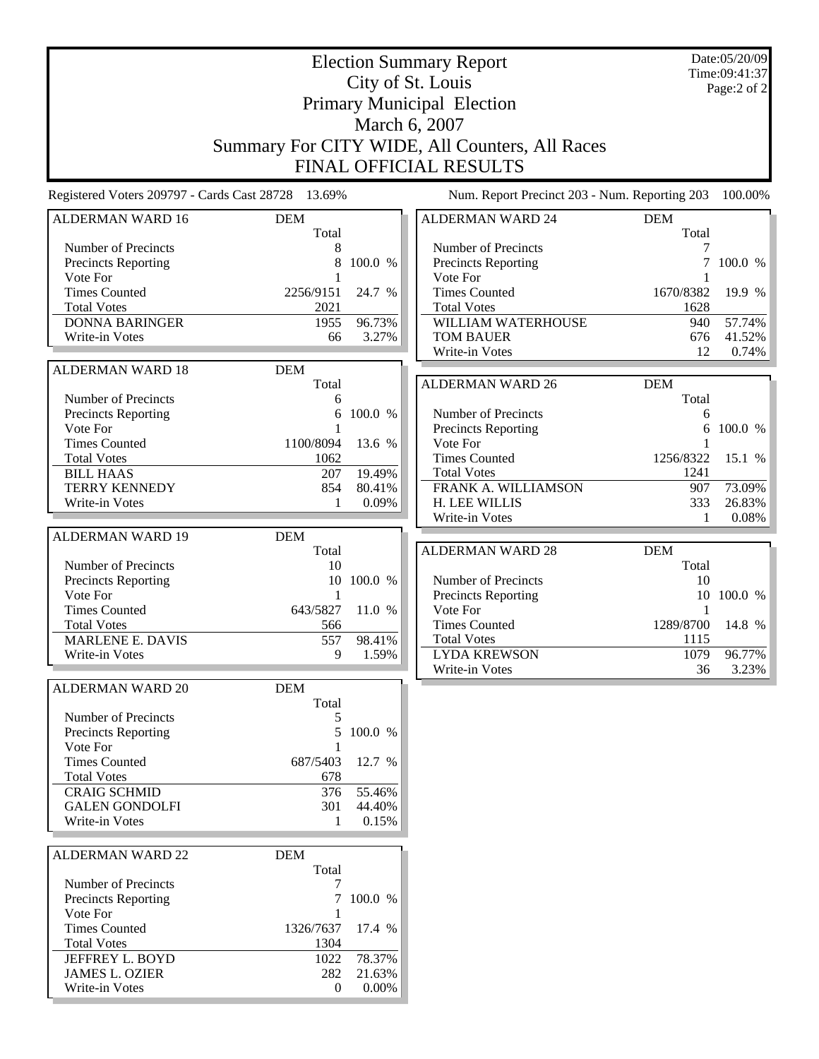# Election Summary Report

## City of St. Louis

## Primary Municipal Election

## March 6, 2007

## Summary For CITY WIDE, All Counters, All Races

## FINAL OFFICIAL RESULTS

Date:05/20/09
Time:09:41:37

Registered Voters 209797 - Cards Cast 28728 13.69%

Num. Report Precinct 203 - Num. Reporting 203 100.00%

| ALDERMAN WARD 16 | DEM | |
|---|---|---|
| | Total | |
| Number of Precincts | 8 | |
| Precincts Reporting | 8 | 100.0 % |
| Vote For | 1 | |
| Times Counted | 2256/9151 | 24.7 % |
| Total Votes | 2021 | |
| DONNA BARINGER | 1955 | 96.73% |
| Write-in Votes | 66 | 3.27% |

| ALDERMAN WARD 18 | DEM | |
|---|---|---|
| | Total | |
| Number of Precincts | 6 | |
| Precincts Reporting | 6 | 100.0 % |
| Vote For | 1 | |
| Times Counted | 1100/8094 | 13.6 % |
| Total Votes | 1062 | |
| BILL HAAS | 207 | 19.49% |
| TERRY KENNEDY | 854 | 80.41% |
| Write-in Votes | 1 | 0.09% |

| ALDERMAN WARD 19 | DEM | |
|---|---|---|
| | Total | |
| Number of Precincts | 10 | |
| Precincts Reporting | 10 | 100.0 % |
| Vote For | 1 | |
| Times Counted | 643/5827 | 11.0 % |
| Total Votes | 566 | |
| MARLENE E. DAVIS | 557 | 98.41% |
| Write-in Votes | 9 | 1.59% |

| ALDERMAN WARD 20 | DEM | |
|---|---|---|
| | Total | |
| Number of Precincts | 5 | |
| Precincts Reporting | 5 | 100.0 % |
| Vote For | 1 | |
| Times Counted | 687/5403 | 12.7 % |
| Total Votes | 678 | |
| CRAIG SCHMID | 376 | 55.46% |
| GALEN GONDOLFI | 301 | 44.40% |
| Write-in Votes | 1 | 0.15% |

| ALDERMAN WARD 22 | DEM | |
|---|---|---|
| | Total | |
| Number of Precincts | 7 | |
| Precincts Reporting | 7 | 100.0 % |
| Vote For | 1 | |
| Times Counted | 1326/7637 | 17.4 % |
| Total Votes | 1304 | |
| JEFFREY L. BOYD | 1022 | 78.37% |
| JAMES L. OZIER | 282 | 21.63% |
| Write-in Votes | 0 | 0.00% |

| ALDERMAN WARD 24 | DEM | |
|---|---|---|
| | Total | |
| Number of Precincts | 7 | |
| Precincts Reporting | 7 | 100.0 % |
| Vote For | 1 | |
| Times Counted | 1670/8382 | 19.9 % |
| Total Votes | 1628 | |
| WILLIAM WATERHOUSE | 940 | 57.74% |
| TOM BAUER | 676 | 41.52% |
| Write-in Votes | 12 | 0.74% |

| ALDERMAN WARD 26 | DEM | |
|---|---|---|
| | Total | |
| Number of Precincts | 6 | |
| Precincts Reporting | 6 | 100.0 % |
| Vote For | 1 | |
| Times Counted | 1256/8322 | 15.1 % |
| Total Votes | 1241 | |
| FRANK A. WILLIAMSON | 907 | 73.09% |
| H. LEE WILLIS | 333 | 26.83% |
| Write-in Votes | 1 | 0.08% |

| ALDERMAN WARD 28 | DEM | |
|---|---|---|
| | Total | |
| Number of Precincts | 10 | |
| Precincts Reporting | 10 | 100.0 % |
| Vote For | 1 | |
| Times Counted | 1289/8700 | 14.8 % |
| Total Votes | 1115 | |
| LYDA KREWSON | 1079 | 96.77% |
| Write-in Votes | 36 | 3.23% |